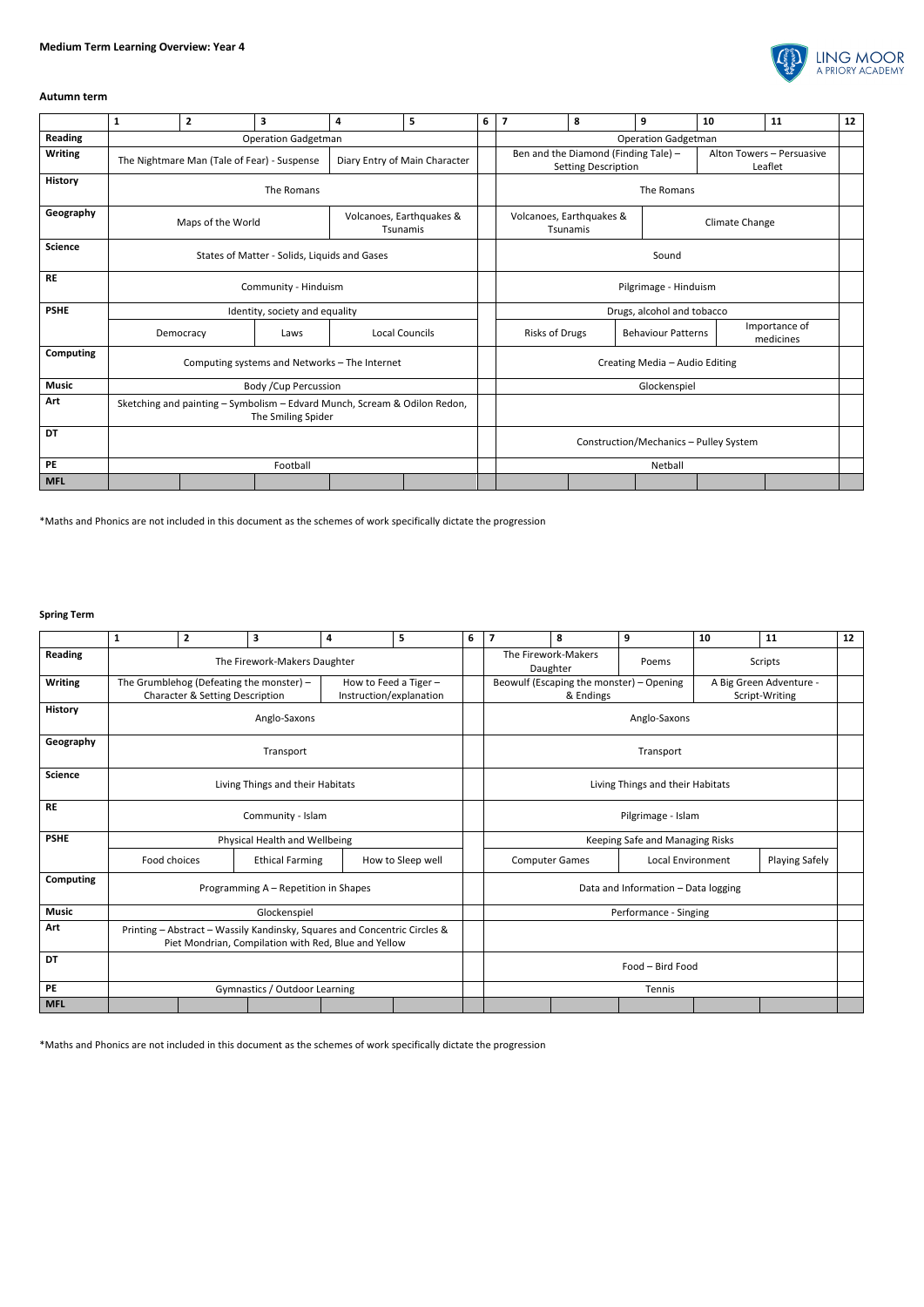**Medium Term Learning Overview: Year 4**

**Autumn term**

| | 1 | 2 | 3 | 4 | 5 | 6 | 7 | 8 | 9 | 10 | 11 | 12 |
|---|---|---|---|---|---|---|---|---|---|---|---|---|
| **Reading** | Operation Gadgetman | | | | | | Operation Gadgetman | | | | | |
| **Writing** | The Nightmare Man (Tale of Fear) - Suspense | | | Diary Entry of Main Character | | | Ben and the Diamond (Finding Tale) – Setting Description | | | Alton Towers – Persuasive Leaflet | | |
| **History** | The Romans | | | | | | The Romans | | | | | |
| **Geography** | Maps of the World | | | Volcanoes, Earthquakes & Tsunamis | | | Volcanoes, Earthquakes & Tsunamis | | Climate Change | | | |
| **Science** | States of Matter - Solids, Liquids and Gases | | | | | | Sound | | | | | |
| **RE** | Community - Hinduism | | | | | | Pilgrimage - Hinduism | | | | | |
| **PSHE** | Identity, society and equality | | | | | | Drugs, alcohol and tobacco | | | | | |
| | Democracy | | Laws | Local Councils | | | Risks of Drugs | | Behaviour Patterns | | Importance of medicines | |
| **Computing** | Computing systems and Networks – The Internet | | | | | | Creating Media – Audio Editing | | | | | |
| **Music** | Body /Cup Percussion | | | | | | Glockenspiel | | | | | |
| **Art** | Sketching and painting – Symbolism – Edvard Munch, Scream & Odilon Redon, The Smiling Spider | | | | | | | | | | | |
| **DT** | | | | | | | Construction/Mechanics – Pulley System | | | | | |
| **PE** | Football | | | | | | Netball | | | | | |
| **MFL** | | | | | | | | | | | | |

*Maths and Phonics are not included in this document as the schemes of work specifically dictate the progression

**Spring Term**

| | 1 | 2 | 3 | 4 | 5 | 6 | 7 | 8 | 9 | 10 | 11 | 12 |
|---|---|---|---|---|---|---|---|---|---|---|---|---|
| **Reading** | The Firework-Makers Daughter | | | | | | The Firework-Makers Daughter | | Poems | Scripts | | |
| **Writing** | The Grumblehog (Defeating the monster) – Character & Setting Description | | | How to Feed a Tiger – Instruction/explanation | | | Beowulf (Escaping the monster) – Opening & Endings | | | A Big Green Adventure - Script-Writing | | |
| **History** | Anglo-Saxons | | | | | | Anglo-Saxons | | | | | |
| **Geography** | Transport | | | | | | Transport | | | | | |
| **Science** | Living Things and their Habitats | | | | | | Living Things and their Habitats | | | | | |
| **RE** | Community - Islam | | | | | | Pilgrimage - Islam | | | | | |
| **PSHE** | Physical Health and Wellbeing | | | | | | Keeping Safe and Managing Risks | | | | | |
| | Food choices | | Ethical Farming | How to Sleep well | | | Computer Games | | Local Environment | | Playing Safely | |
| **Computing** | Programming A – Repetition in Shapes | | | | | | Data and Information – Data logging | | | | | |
| **Music** | Glockenspiel | | | | | | Performance - Singing | | | | | |
| **Art** | Printing – Abstract – Wassily Kandinsky, Squares and Concentric Circles & Piet Mondrian, Compilation with Red, Blue and Yellow | | | | | | | | | | | |
| **DT** | | | | | | | Food – Bird Food | | | | | |
| **PE** | Gymnastics / Outdoor Learning | | | | | | Tennis | | | | | |
| **MFL** | | | | | | | | | | | | |

*Maths and Phonics are not included in this document as the schemes of work specifically dictate the progression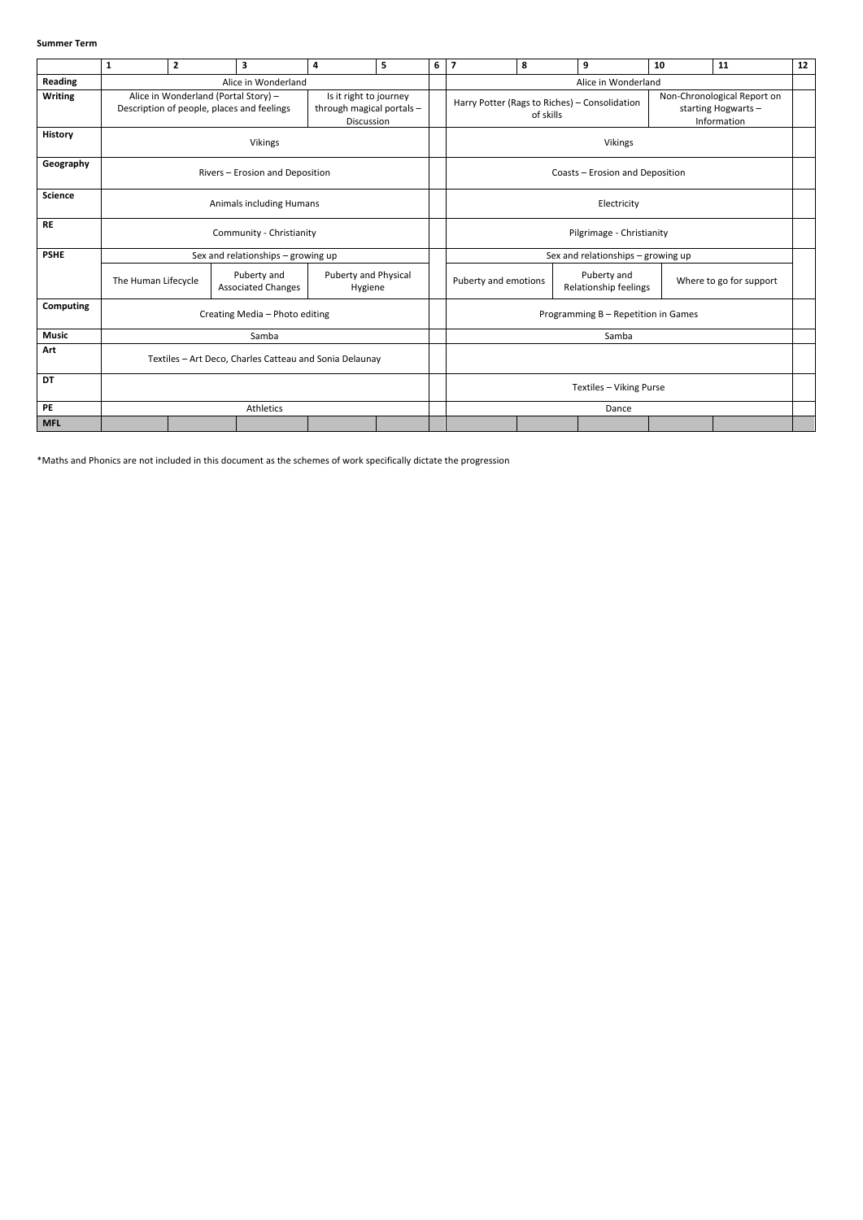**Summer Term**

| | 1 | 2 | 3 | 4 | 5 | 6 | 7 | 8 | 9 | 10 | 11 | 12 |
|---|---|---|---|---|---|---|---|---|---|---|---|---|
| **Reading** | Alice in Wonderland | | | | | | Alice in Wonderland | | | | | |
| **Writing** | Alice in Wonderland (Portal Story) – Description of people, places and feelings | | | Is it right to journey through magical portals – Discussion | | | Harry Potter (Rags to Riches) – Consolidation of skills | | | Non-Chronological Report on starting Hogwarts – Information | | |
| **History** | Vikings | | | | | | Vikings | | | | | |
| **Geography** | Rivers – Erosion and Deposition | | | | | | Coasts – Erosion and Deposition | | | | | |
| **Science** | Animals including Humans | | | | | | Electricity | | | | | |
| **RE** | Community - Christianity | | | | | | Pilgrimage - Christianity | | | | | |
| **PSHE** | Sex and relationships – growing up | | | | | | Sex and relationships – growing up | | | | | |
| | The Human Lifecycle | | Puberty and Associated Changes | Puberty and Physical Hygiene | | | Puberty and emotions | | Puberty and Relationship feelings | Where to go for support | | |
| **Computing** | Creating Media – Photo editing | | | | | | Programming B – Repetition in Games | | | | | |
| **Music** | Samba | | | | | | Samba | | | | | |
| **Art** | Textiles – Art Deco, Charles Catteau and Sonia Delaunay | | | | | | | | | | | |
| **DT** | | | | | | | Textiles – Viking Purse | | | | | |
| **PE** | Athletics | | | | | | Dance | | | | | |
| **MFL** | | | | | | | | | | | | |

*Maths and Phonics are not included in this document as the schemes of work specifically dictate the progression